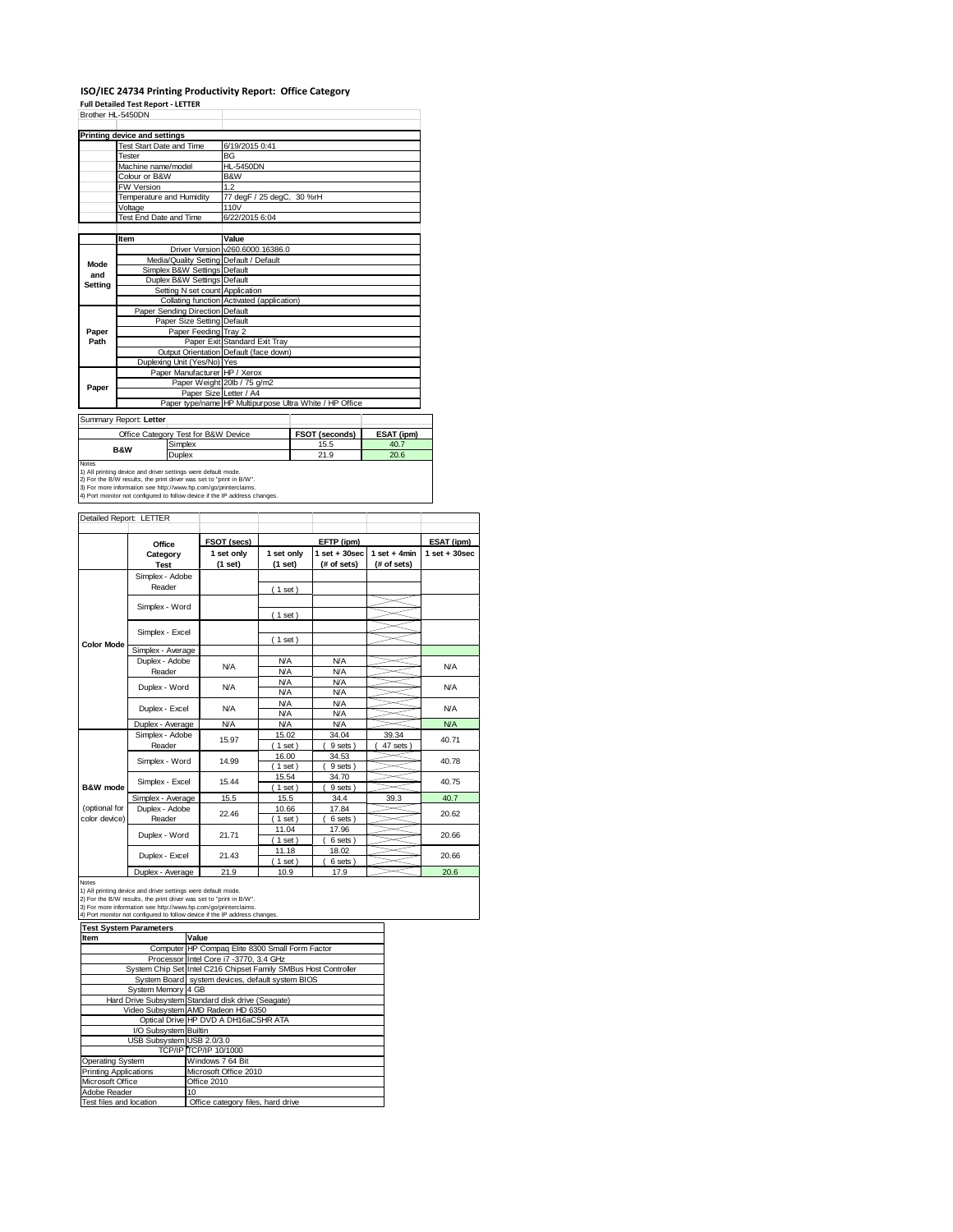# ISO/IEC 24734 Printing Productivity Report: Office Category

**Full Detailed Test Report - LETTER**

Brother HL-5450DN

| Printing device and settings | |
|---|---|
| Test Start Date and Time | 6/19/2015 0:41 |
| Tester | BG |
| Machine name/model | HL-5450DN |
| Colour or B&W | B&W |
| FW Version | 1.2 |
| Temperature and Humidity | 77 degF / 25 degC, 30 %rH |
| Voltage | 110V |
| Test End Date and Time | 6/22/2015 6:04 |

| | Item | Value |
|---|---|---|
| Mode and Setting | Driver Version | v260.6000.16386.0 |
| | Media/Quality Setting | Default / Default |
| | Simplex B&W Settings | Default |
| | Duplex B&W Settings | Default |
| | Setting N set count | Application |
| | Collating function | Activated (application) |
| Paper Path | Paper Sending Direction | Default |
| | Paper Size Setting | Default |
| | Paper Feeding | Tray 2 |
| | Paper Exit | Standard Exit Tray |
| | Output Orientation | Default (face down) |
| | Duplexing Unit (Yes/No) | Yes |
| Paper | Paper Manufacturer | HP / Xerox |
| | Paper Weight | 20lb / 75 g/m2 |
| | Paper Size | Letter / A4 |
| | Paper type/name | HP Multipurpose Ultra White / HP Office |

Summary Report: **Letter**

| Office Category Test for B&W Device | | FSOT (seconds) | ESAT (ipm) |
|---|---|---|---|
| B&W | Simplex | 15.5 | 40.7 |
| | Duplex | 21.9 | 20.6 |

Notes
1) All printing device and driver settings were default mode.
2) For the B/W results, the print driver was set to "print in B/W".
3) For more information see http://www.hp.com/go/printerclaims.
4) Port monitor not configured to follow device if the IP address changes.

Detailed Report: LETTER

| | Office Category Test | FSOT (secs) 1 set only (1 set) | EFTP (ipm) 1 set only (1 set) | EFTP (ipm) 1 set + 30sec (# of sets) | EFTP (ipm) 1 set + 4min (# of sets) | ESAT (ipm) 1 set + 30sec |
|---|---|---|---|---|---|---|
| Color Mode | Simplex - Adobe Reader | | ( 1 set ) | | | |
| | Simplex - Word | | ( 1 set ) | | | |
| | Simplex - Excel | | ( 1 set ) | | | |
| | Simplex - Average | | | | | |
| | Duplex - Adobe Reader | N/A | N/A / N/A | N/A / N/A | | N/A |
| | Duplex - Word | N/A | N/A / N/A | N/A / N/A | | N/A |
| | Duplex - Excel | N/A | N/A / N/A | N/A / N/A | | N/A |
| | Duplex - Average | N/A | N/A | N/A | | N/A |
| B&W mode (optional for color device) | Simplex - Adobe Reader | 15.97 | 15.02 ( 1 set ) | 34.04 ( 9 sets ) | 39.34 ( 47 sets ) | 40.71 |
| | Simplex - Word | 14.99 | 16.00 ( 1 set ) | 34.53 ( 9 sets ) | | 40.78 |
| | Simplex - Excel | 15.44 | 15.54 ( 1 set ) | 34.70 ( 9 sets ) | | 40.75 |
| | Simplex - Average | 15.5 | 15.5 | 34.4 | 39.3 | 40.7 |
| | Duplex - Adobe Reader | 22.46 | 10.66 ( 1 set ) | 17.84 ( 6 sets ) | | 20.62 |
| | Duplex - Word | 21.71 | 11.04 ( 1 set ) | 17.96 ( 6 sets ) | | 20.66 |
| | Duplex - Excel | 21.43 | 11.18 ( 1 set ) | 18.02 ( 6 sets ) | | 20.66 |
| | Duplex - Average | 21.9 | 10.9 | 17.9 | | 20.6 |

Notes
1) All printing device and driver settings were default mode.
2) For the B/W results, the print driver was set to "print in B/W".
3) For more information see http://www.hp.com/go/printerclaims.
4) Port monitor not configured to follow device if the IP address changes.

| Test System Parameters | |
|---|---|
| **Item** | **Value** |
| Computer | HP Compaq Elite 8300 Small Form Factor |
| Processor | Intel Core i7 -3770, 3.4 GHz |
| System Chip Set | Intel C216 Chipset Family SMBus Host Controller |
| System Board | system devices, default system BIOS |
| System Memory | 4 GB |
| Hard Drive Subsystem | Standard disk drive (Seagate) |
| Video Subsystem | AMD Radeon HD 6350 |
| Optical Drive | HP DVD A DH16aCSHR ATA |
| I/O Subsystem | Builtin |
| USB Subsystem | USB 2.0/3.0 |
| TCP/IP | TCP/IP 10/1000 |
| Operating System | Windows 7 64 Bit |
| Printing Applications | Microsoft Office 2010 |
| Microsoft Office | Office 2010 |
| Adobe Reader | 10 |
| Test files and location | Office category files, hard drive |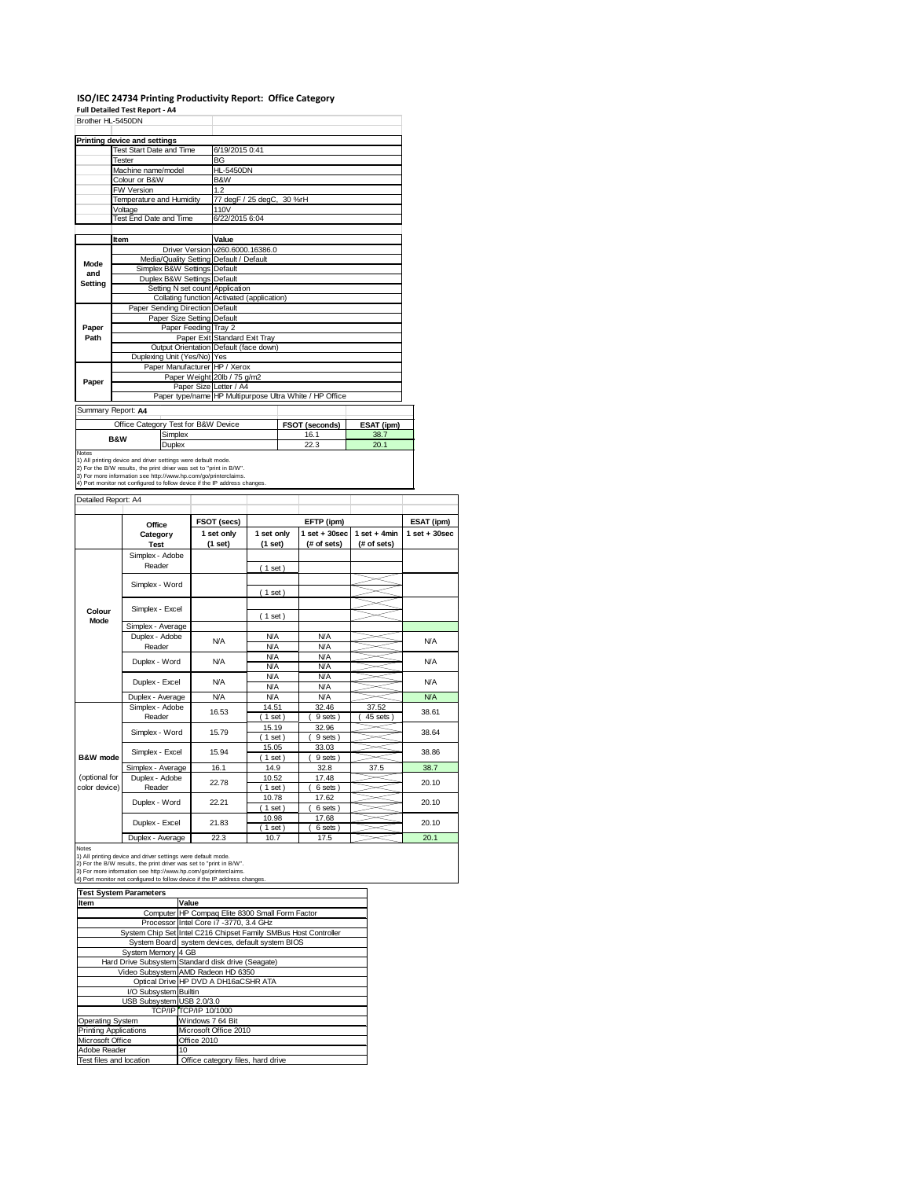# ISO/IEC 24734 Printing Productivity Report: Office Category

**Full Detailed Test Report - A4**

Brother HL-5450DN

| Printing device and settings | |
|---|---|
| Test Start Date and Time | 6/19/2015 0:41 |
| Tester | BG |
| Machine name/model | HL-5450DN |
| Colour or B&W | B&W |
| FW Version | 1.2 |
| Temperature and Humidity | 77 degF / 25 degC, 30 %rH |
| Voltage | 110V |
| Test End Date and Time | 6/22/2015 6:04 |

| | Item | Value |
|---|---|---|
| Mode and Setting | Driver Version | v260.6000.16386.0 |
| | Media/Quality Setting | Default / Default |
| | Simplex B&W Settings | Default |
| | Duplex B&W Settings | Default |
| | Setting N set count | Application |
| | Collating function | Activated (application) |
| Paper Path | Paper Sending Direction | Default |
| | Paper Size Setting | Default |
| | Paper Feeding | Tray 2 |
| | Paper Exit | Standard Exit Tray |
| | Output Orientation | Default (face down) |
| | Duplexing Unit (Yes/No) | Yes |
| Paper | Paper Manufacturer | HP / Xerox |
| | Paper Weight | 20lb / 75 g/m2 |
| | Paper Size | Letter / A4 |
| | Paper type/name | HP Multipurpose Ultra White / HP Office |

Summary Report: **A4**

| Office Category Test for B&W Device | | FSOT (seconds) | ESAT (ipm) |
|---|---|---|---|
| B&W | Simplex | 16.1 | 38.7 |
| | Duplex | 22.3 | 20.1 |

Notes
1) All printing device and driver settings were default mode.
2) For the B/W results, the print driver was set to "print in B/W".
3) For more information see http://www.hp.com/go/printerclaims.
4) Port monitor not configured to follow device if the IP address changes.

Detailed Report: A4

| | Office Category Test | FSOT (secs) 1 set only (1 set) | EFTP (ipm) 1 set only (1 set) | EFTP (ipm) 1 set + 30sec (# of sets) | EFTP (ipm) 1 set + 4min (# of sets) | ESAT (ipm) 1 set + 30sec |
|---|---|---|---|---|---|---|
| Colour Mode | Simplex - Adobe Reader | | ( 1 set ) | | | |
| | Simplex - Word | | ( 1 set ) | | | |
| | Simplex - Excel | | ( 1 set ) | | | |
| | Simplex - Average | | | | | |
| | Duplex - Adobe Reader | N/A | N/A<br>N/A | N/A<br>N/A | | N/A |
| | Duplex - Word | N/A | N/A<br>N/A | N/A<br>N/A | | N/A |
| | Duplex - Excel | N/A | N/A<br>N/A | N/A<br>N/A | | N/A |
| | Duplex - Average | N/A | N/A | N/A | | N/A |
| B&W mode (optional for color device) | Simplex - Adobe Reader | 16.53 | 14.51<br>( 1 set ) | 32.46<br>( 9 sets ) | 37.52<br>( 45 sets ) | 38.61 |
| | Simplex - Word | 15.79 | 15.19<br>( 1 set ) | 32.96<br>( 9 sets ) | | 38.64 |
| | Simplex - Excel | 15.94 | 15.05<br>( 1 set ) | 33.03<br>( 9 sets ) | | 38.86 |
| | Simplex - Average | 16.1 | 14.9 | 32.8 | 37.5 | 38.7 |
| | Duplex - Adobe Reader | 22.78 | 10.52<br>( 1 set ) | 17.48<br>( 6 sets ) | | 20.10 |
| | Duplex - Word | 22.21 | 10.78<br>( 1 set ) | 17.62<br>( 6 sets ) | | 20.10 |
| | Duplex - Excel | 21.83 | 10.98<br>( 1 set ) | 17.68<br>( 6 sets ) | | 20.10 |
| | Duplex - Average | 22.3 | 10.7 | 17.5 | | 20.1 |

Notes
1) All printing device and driver settings were default mode.
2) For the B/W results, the print driver was set to "print in B/W".
3) For more information see http://www.hp.com/go/printerclaims.
4) Port monitor not configured to follow device if the IP address changes.

| Test System Parameters | |
|---|---|
| **Item** | **Value** |
| Computer | HP Compaq Elite 8300 Small Form Factor |
| Processor | Intel Core i7 -3770, 3.4 GHz |
| System Chip Set | Intel C216 Chipset Family SMBus Host Controller |
| System Board | system devices, default system BIOS |
| System Memory | 4 GB |
| Hard Drive Subsystem | Standard disk drive (Seagate) |
| Video Subsystem | AMD Radeon HD 6350 |
| Optical Drive | HP DVD A DH16aCSHR ATA |
| I/O Subsystem | Builtin |
| USB Subsystem | USB 2.0/3.0 |
| TCP/IP | TCP/IP 10/1000 |
| Operating System | Windows 7 64 Bit |
| Printing Applications | Microsoft Office 2010 |
| Microsoft Office | Office 2010 |
| Adobe Reader | 10 |
| Test files and location | Office category files, hard drive |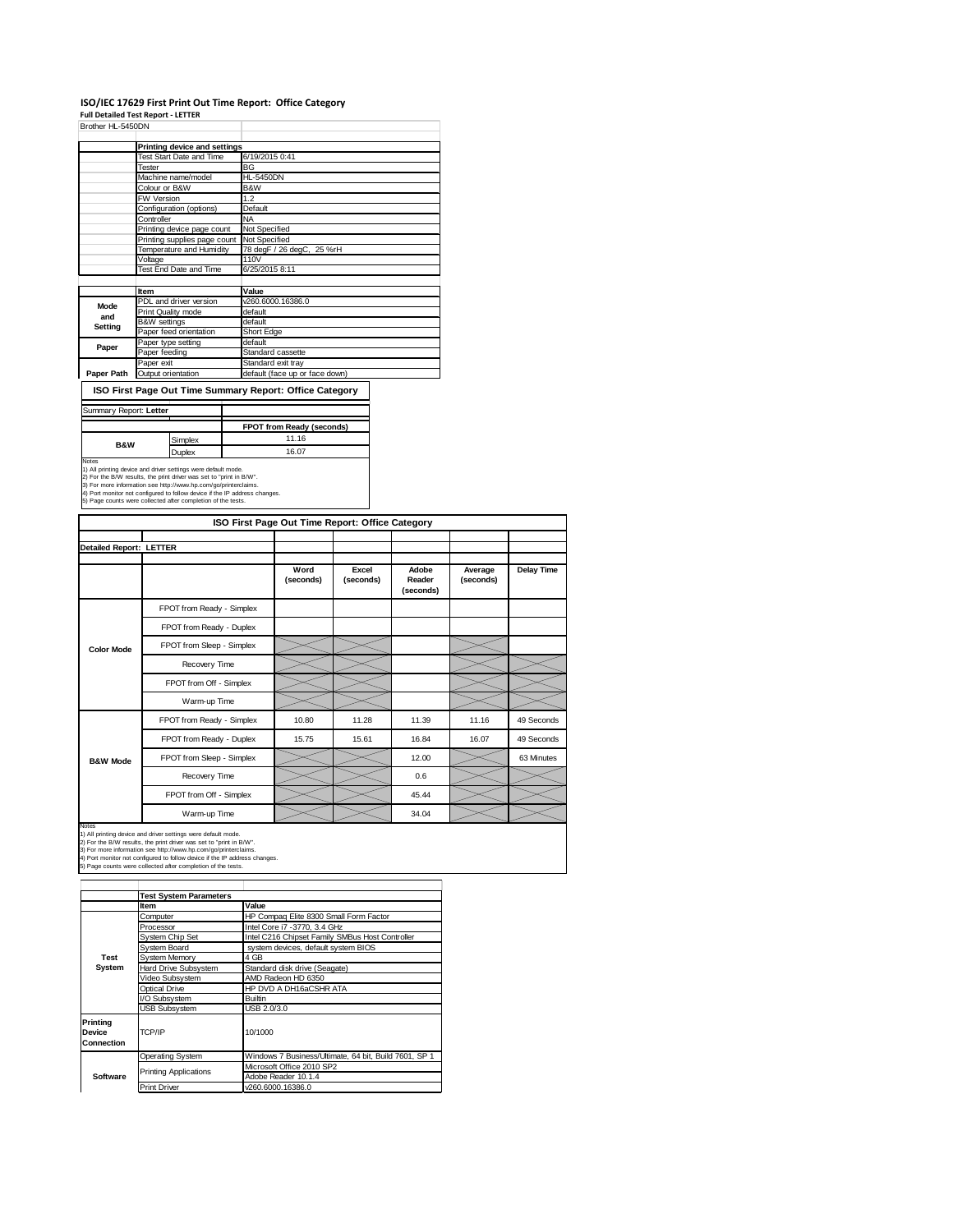# ISO/IEC 17629 First Print Out Time Report: Office Category

**Full Detailed Test Report - LETTER**

Brother HL-5450DN

| | Printing device and settings | |
|---|---|---|
| | Test Start Date and Time | 6/19/2015 0:41 |
| | Tester | BG |
| | Machine name/model | HL-5450DN |
| | Colour or B&W | B&W |
| | FW Version | 1.2 |
| | Configuration (options) | Default |
| | Controller | NA |
| | Printing device page count | Not Specified |
| | Printing supplies page count | Not Specified |
| | Temperature and Humidity | 78 degF / 26 degC, 25 %rH |
| | Voltage | 110V |
| | Test End Date and Time | 6/25/2015 8:11 |

| | Item | Value |
|---|---|---|
| Mode and Setting | PDL and driver version | v260.6000.16386.0 |
| | Print Quality mode | default |
| | B&W settings | default |
| | Paper feed orientation | Short Edge |
| Paper | Paper type setting | default |
| | Paper feeding | Standard cassette |
| | Paper exit | Standard exit tray |
| Paper Path | Output orientation | default (face up or face down) |

## ISO First Page Out Time Summary Report: Office Category

Summary Report: **Letter**

| | | FPOT from Ready (seconds) |
|---|---|---|
| B&W | Simplex | 11.16 |
| | Duplex | 16.07 |

Notes
1) All printing device and driver settings were default mode.
2) For the B/W results, the print driver was set to "print in B/W".
3) For more information see http://www.hp.com/go/printerclaims.
4) Port monitor not configured to follow device if the IP address changes.
5) Page counts were collected after completion of the tests.

## ISO First Page Out Time Report: Office Category

**Detailed Report: LETTER**

| | | Word (seconds) | Excel (seconds) | Adobe Reader (seconds) | Average (seconds) | Delay Time |
|---|---|---|---|---|---|---|
| Color Mode | FPOT from Ready - Simplex | | | | | |
| | FPOT from Ready - Duplex | | | | | |
| | FPOT from Sleep - Simplex | | | | | |
| | Recovery Time | | | | | |
| | FPOT from Off - Simplex | | | | | |
| | Warm-up Time | | | | | |
| B&W Mode | FPOT from Ready - Simplex | 10.80 | 11.28 | 11.39 | 11.16 | 49 Seconds |
| | FPOT from Ready - Duplex | 15.75 | 15.61 | 16.84 | 16.07 | 49 Seconds |
| | FPOT from Sleep - Simplex | | | 12.00 | | 63 Minutes |
| | Recovery Time | | | 0.6 | | |
| | FPOT from Off - Simplex | | | 45.44 | | |
| | Warm-up Time | | | 34.04 | | |

Notes
1) All printing device and driver settings were default mode.
2) For the B/W results, the print driver was set to "print in B/W".
3) For more information see http://www.hp.com/go/printerclaims.
4) Port monitor not configured to follow device if the IP address changes.
5) Page counts were collected after completion of the tests.

| | Test System Parameters | |
|---|---|---|
| | Item | Value |
| Test System | Computer | HP Compaq Elite 8300 Small Form Factor |
| | Processor | Intel Core i7 -3770, 3.4 GHz |
| | System Chip Set | Intel C216 Chipset Family SMBus Host Controller |
| | System Board | system devices, default system BIOS |
| | System Memory | 4 GB |
| | Hard Drive Subsystem | Standard disk drive (Seagate) |
| | Video Subsystem | AMD Radeon HD 6350 |
| | Optical Drive | HP DVD A DH16aCSHR ATA |
| | I/O Subsystem | Builtin |
| | USB Subsystem | USB 2.0/3.0 |
| Printing Device Connection | TCP/IP | 10/1000 |
| Software | Operating System | Windows 7 Business/Ultimate, 64 bit, Build 7601, SP 1 |
| | Printing Applications | Microsoft Office 2010 SP2 |
| | | Adobe Reader 10.1.4 |
| | Print Driver | v260.6000.16386.0 |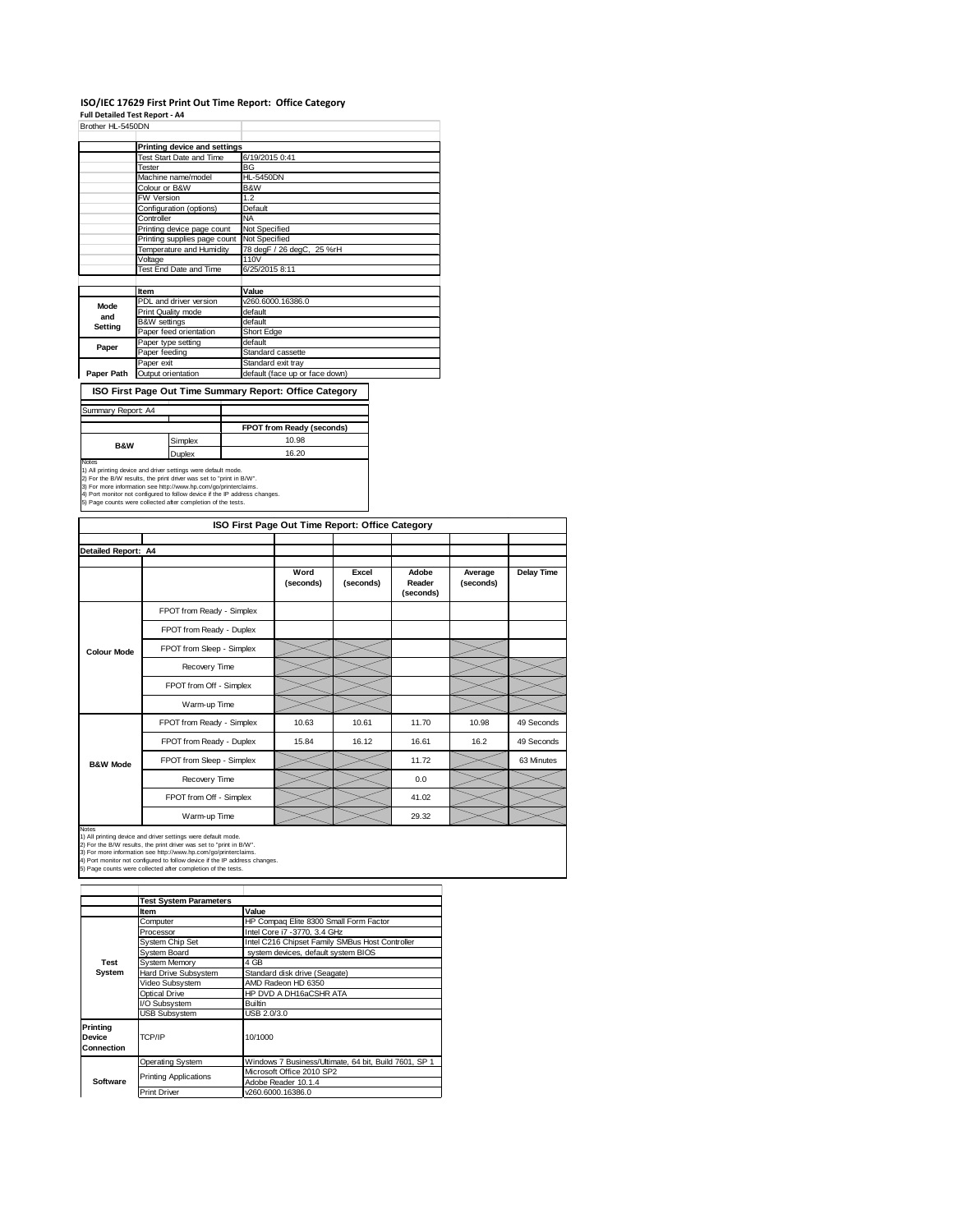# ISO/IEC 17629 First Print Out Time Report: Office Category

**Full Detailed Test Report - A4**

Brother HL-5450DN

| | | |
|---|---|---|
| | **Printing device and settings** | |
| | Test Start Date and Time | 6/19/2015 0:41 |
| | Tester | BG |
| | Machine name/model | HL-5450DN |
| | Colour or B&W | B&W |
| | FW Version | 1.2 |
| | Configuration (options) | Default |
| | Controller | NA |
| | Printing device page count | Not Specified |
| | Printing supplies page count | Not Specified |
| | Temperature and Humidity | 78 degF / 26 degC, 25 %rH |
| | Voltage | 110V |
| | Test End Date and Time | 6/25/2015 8:11 |
| | **Item** | **Value** |
| Mode and Setting | PDL and driver version | v260.6000.16386.0 |
| | Print Quality mode | default |
| | B&W settings | default |
| | Paper feed orientation | Short Edge |
| Paper | Paper type setting | default |
| | Paper feeding | Standard cassette |
| | Paper exit | Standard exit tray |
| Paper Path | Output orientation | default (face up or face down) |

## ISO First Page Out Time Summary Report: Office Category

Summary Report: A4

| | | FPOT from Ready (seconds) |
|---|---|---|
| B&W | Simplex | 10.98 |
| | Duplex | 16.20 |

Notes
1) All printing device and driver settings were default mode.
2) For the B/W results, the print driver was set to "print in B/W".
3) For more information see http://www.hp.com/go/printerclaims.
4) Port monitor not configured to follow device if the IP address changes.
5) Page counts were collected after completion of the tests.

## ISO First Page Out Time Report: Office Category

Detailed Report: A4

| | | Word (seconds) | Excel (seconds) | Adobe Reader (seconds) | Average (seconds) | Delay Time |
|---|---|---|---|---|---|---|
| Colour Mode | FPOT from Ready - Simplex | | | | | |
| | FPOT from Ready - Duplex | | | | | |
| | FPOT from Sleep - Simplex | | | | | |
| | Recovery Time | | | | | |
| | FPOT from Off - Simplex | | | | | |
| | Warm-up Time | | | | | |
| B&W Mode | FPOT from Ready - Simplex | 10.63 | 10.61 | 11.70 | 10.98 | 49 Seconds |
| | FPOT from Ready - Duplex | 15.84 | 16.12 | 16.61 | 16.2 | 49 Seconds |
| | FPOT from Sleep - Simplex | | | 11.72 | | 63 Minutes |
| | Recovery Time | | | 0.0 | | |
| | FPOT from Off - Simplex | | | 41.02 | | |
| | Warm-up Time | | | 29.32 | | |

Notes
1) All printing device and driver settings were default mode.
2) For the B/W results, the print driver was set to "print in B/W".
3) For more information see http://www.hp.com/go/printerclaims.
4) Port monitor not configured to follow device if the IP address changes.
5) Page counts were collected after completion of the tests.

| | | |
|---|---|---|
| | **Test System Parameters** | |
| | **Item** | **Value** |
| Test System | Computer | HP Compaq Elite 8300 Small Form Factor |
| | Processor | Intel Core i7 -3770, 3.4 GHz |
| | System Chip Set | Intel C216 Chipset Family SMBus Host Controller |
| | System Board | system devices, default system BIOS |
| | System Memory | 4 GB |
| | Hard Drive Subsystem | Standard disk drive (Seagate) |
| | Video Subsystem | AMD Radeon HD 6350 |
| | Optical Drive | HP DVD A DH16aCSHR ATA |
| | I/O Subsystem | Builtin |
| | USB Subsystem | USB 2.0/3.0 |
| Printing Device Connection | TCP/IP | 10/1000 |
| Software | Operating System | Windows 7 Business/Ultimate, 64 bit, Build 7601, SP 1 |
| | Printing Applications | Microsoft Office 2010 SP2 |
| | | Adobe Reader 10.1.4 |
| | Print Driver | v260.6000.16386.0 |